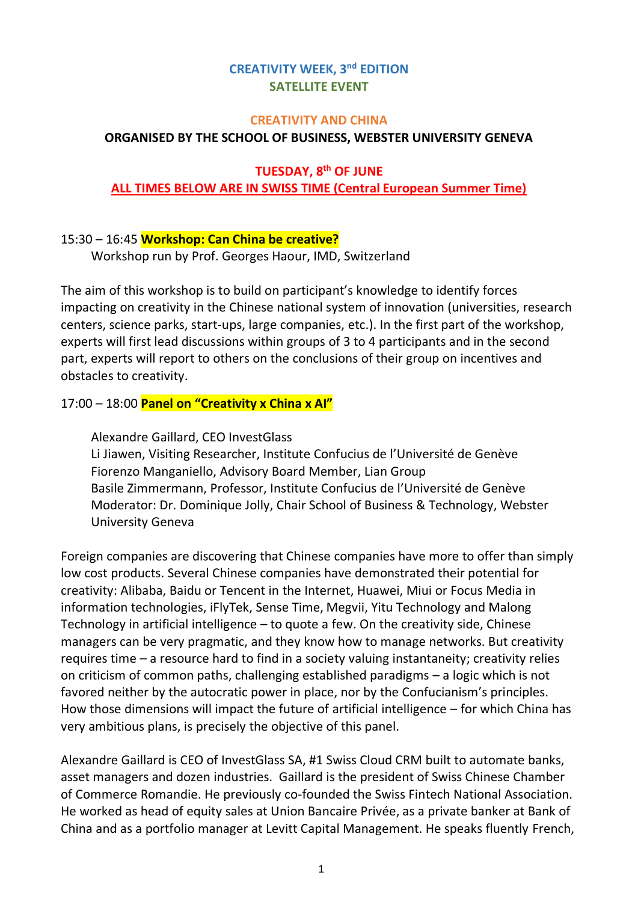**CREATIVITY WEEK, 3rd EDITION**
**SATELLITE EVENT**

**CREATIVITY AND CHINA**
**ORGANISED BY THE SCHOOL OF BUSINESS, WEBSTER UNIVERSITY GENEVA**

**TUESDAY, 8th OF JUNE**
**ALL TIMES BELOW ARE IN SWISS TIME (Central European Summer Time)**

15:30 – 16:45 **Workshop: Can China be creative?**
Workshop run by Prof. Georges Haour, IMD, Switzerland

The aim of this workshop is to build on participant's knowledge to identify forces impacting on creativity in the Chinese national system of innovation (universities, research centers, science parks, start-ups, large companies, etc.). In the first part of the workshop, experts will first lead discussions within groups of 3 to 4 participants and in the second part, experts will report to others on the conclusions of their group on incentives and obstacles to creativity.

17:00 – 18:00 **Panel on "Creativity x China x AI"**

Alexandre Gaillard, CEO InvestGlass
Li Jiawen, Visiting Researcher, Institute Confucius de l'Université de Genève
Fiorenzo Manganiello, Advisory Board Member, Lian Group
Basile Zimmermann, Professor, Institute Confucius de l'Université de Genève
Moderator: Dr. Dominique Jolly, Chair School of Business & Technology, Webster University Geneva

Foreign companies are discovering that Chinese companies have more to offer than simply low cost products. Several Chinese companies have demonstrated their potential for creativity: Alibaba, Baidu or Tencent in the Internet, Huawei, Miui or Focus Media in information technologies, iFlyTek, Sense Time, Megvii, Yitu Technology and Malong Technology in artificial intelligence – to quote a few. On the creativity side, Chinese managers can be very pragmatic, and they know how to manage networks. But creativity requires time – a resource hard to find in a society valuing instantaneity; creativity relies on criticism of common paths, challenging established paradigms – a logic which is not favored neither by the autocratic power in place, nor by the Confucianism's principles. How those dimensions will impact the future of artificial intelligence – for which China has very ambitious plans, is precisely the objective of this panel.

Alexandre Gaillard is CEO of InvestGlass SA, #1 Swiss Cloud CRM built to automate banks, asset managers and dozen industries. Gaillard is the president of Swiss Chinese Chamber of Commerce Romandie. He previously co-founded the Swiss Fintech National Association. He worked as head of equity sales at Union Bancaire Privée, as a private banker at Bank of China and as a portfolio manager at Levitt Capital Management. He speaks fluently French,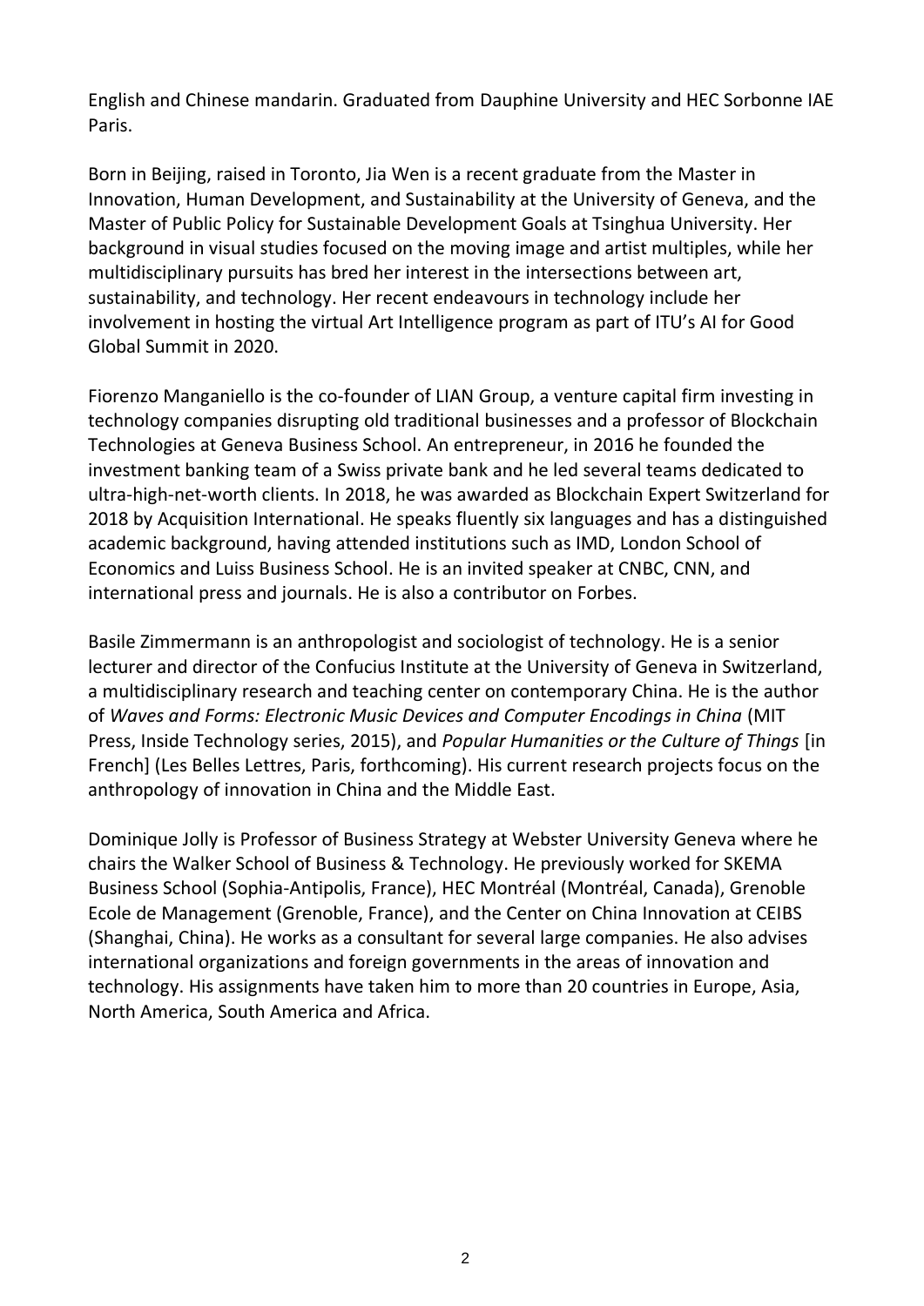English and Chinese mandarin. Graduated from Dauphine University and HEC Sorbonne IAE Paris.

Born in Beijing, raised in Toronto, Jia Wen is a recent graduate from the Master in Innovation, Human Development, and Sustainability at the University of Geneva, and the Master of Public Policy for Sustainable Development Goals at Tsinghua University. Her background in visual studies focused on the moving image and artist multiples, while her multidisciplinary pursuits has bred her interest in the intersections between art, sustainability, and technology. Her recent endeavours in technology include her involvement in hosting the virtual Art Intelligence program as part of ITU's AI for Good Global Summit in 2020.

Fiorenzo Manganiello is the co-founder of LIAN Group, a venture capital firm investing in technology companies disrupting old traditional businesses and a professor of Blockchain Technologies at Geneva Business School. An entrepreneur, in 2016 he founded the investment banking team of a Swiss private bank and he led several teams dedicated to ultra-high-net-worth clients. In 2018, he was awarded as Blockchain Expert Switzerland for 2018 by Acquisition International. He speaks fluently six languages and has a distinguished academic background, having attended institutions such as IMD, London School of Economics and Luiss Business School. He is an invited speaker at CNBC, CNN, and international press and journals. He is also a contributor on Forbes.

Basile Zimmermann is an anthropologist and sociologist of technology. He is a senior lecturer and director of the Confucius Institute at the University of Geneva in Switzerland, a multidisciplinary research and teaching center on contemporary China. He is the author of *Waves and Forms: Electronic Music Devices and Computer Encodings in China* (MIT Press, Inside Technology series, 2015), and *Popular Humanities or the Culture of Things* [in French] (Les Belles Lettres, Paris, forthcoming). His current research projects focus on the anthropology of innovation in China and the Middle East.

Dominique Jolly is Professor of Business Strategy at Webster University Geneva where he chairs the Walker School of Business & Technology. He previously worked for SKEMA Business School (Sophia-Antipolis, France), HEC Montréal (Montréal, Canada), Grenoble Ecole de Management (Grenoble, France), and the Center on China Innovation at CEIBS (Shanghai, China). He works as a consultant for several large companies. He also advises international organizations and foreign governments in the areas of innovation and technology. His assignments have taken him to more than 20 countries in Europe, Asia, North America, South America and Africa.